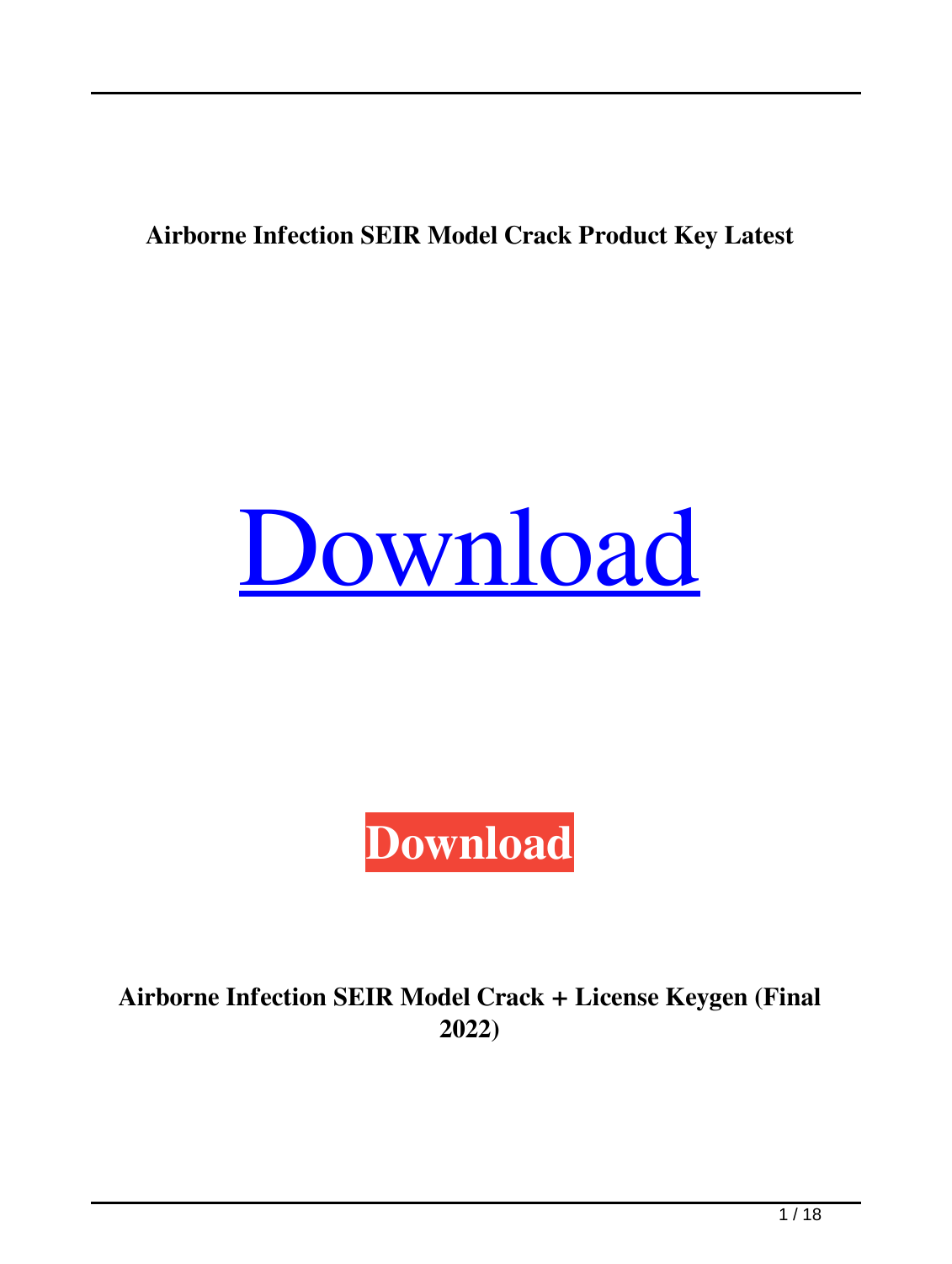**Airborne Infection SEIR Model Crack Product Key Latest**

Download

**Download**

**Airborne Infection SEIR Model Crack + License Keygen (Final 2022)**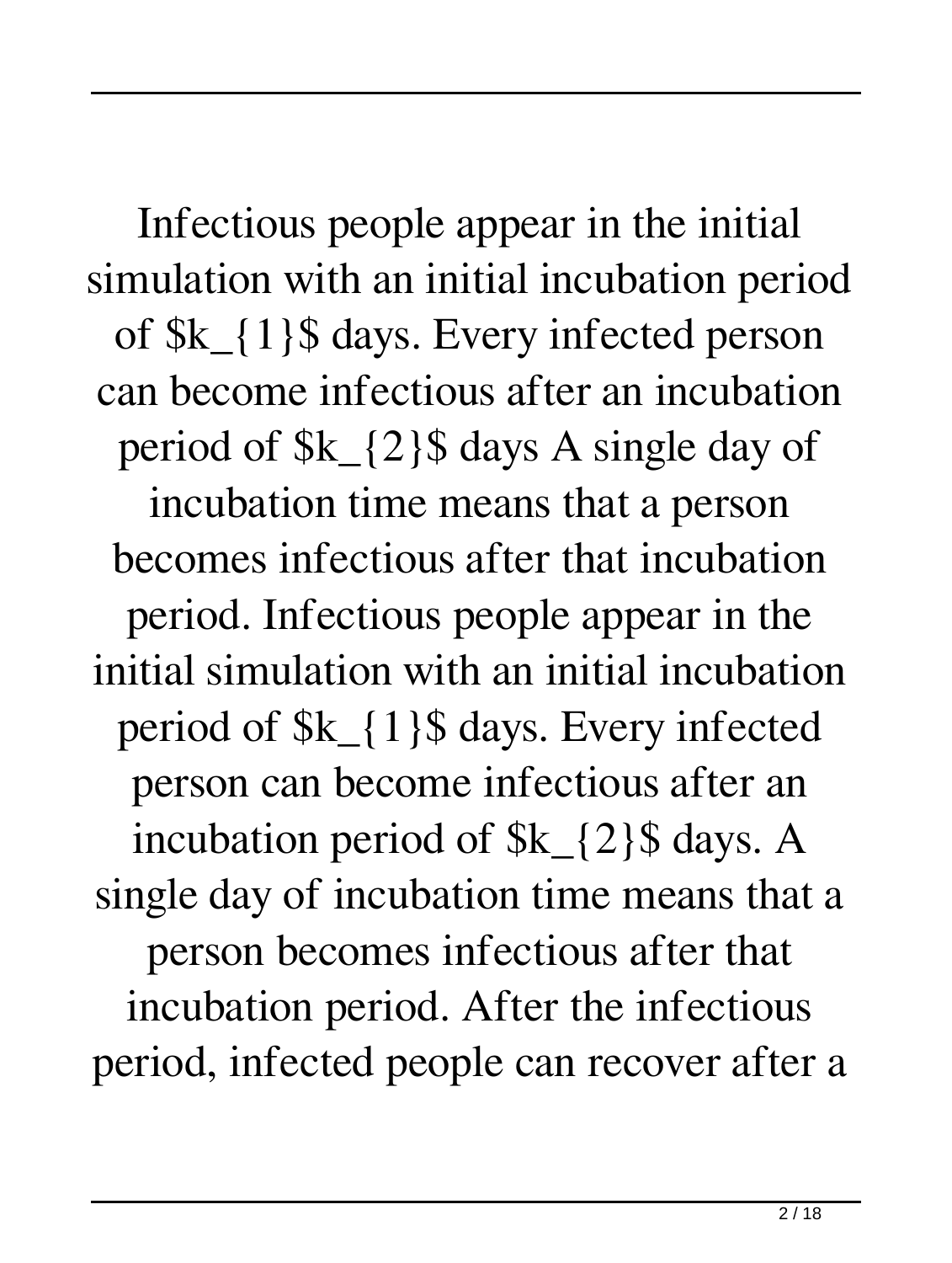Infectious people appear in the initial simulation with an initial incubation period of $k_{1}$ days. Every infected person can become infectious after an incubation period of $k_{2}$ days A single day of incubation time means that a person becomes infectious after that incubation period. Infectious people appear in the initial simulation with an initial incubation period of $k_{1}$ days. Every infected person can become infectious after an incubation period of $k_{2}$ days. A single day of incubation time means that a person becomes infectious after that incubation period. After the infectious period, infected people can recover after a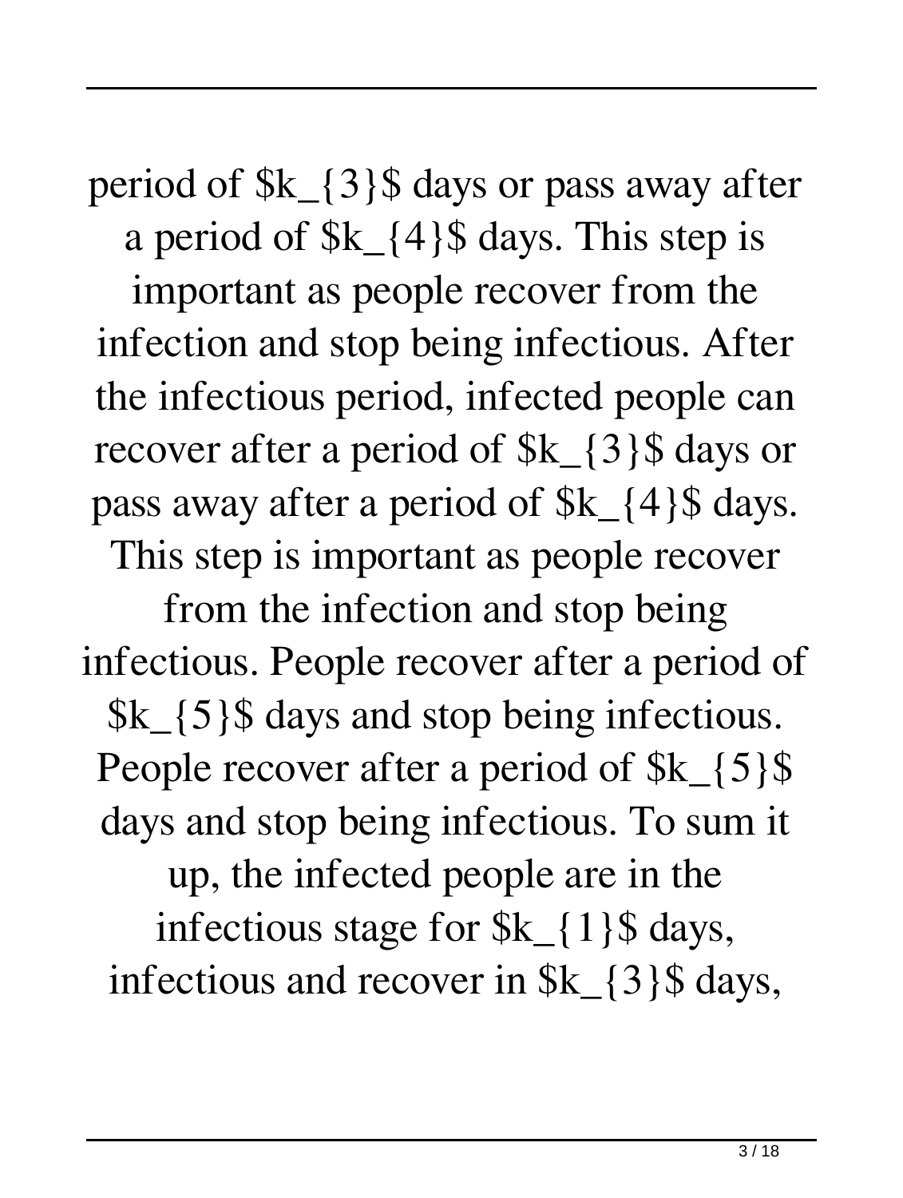period of $k_{3}$ days or pass away after a period of $k_{4}$ days. This step is important as people recover from the infection and stop being infectious. After the infectious period, infected people can recover after a period of $k_{3}$ days or pass away after a period of $k_{4}$ days. This step is important as people recover from the infection and stop being infectious. People recover after a period of $k_{5}$ days and stop being infectious. People recover after a period of $k_{5}$ days and stop being infectious. To sum it up, the infected people are in the infectious stage for $k_{1}$ days, infectious and recover in $k_{3}$ days,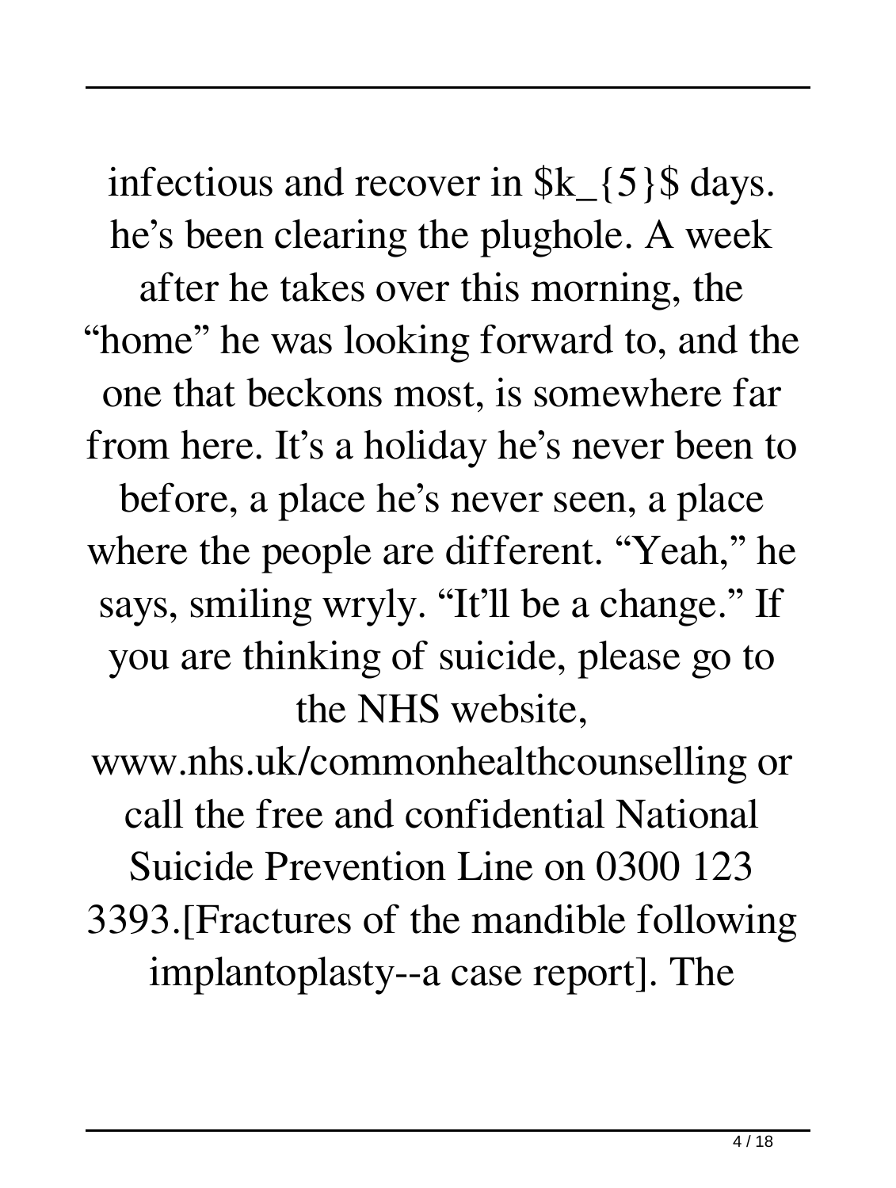infectious and recover in $k_{5}$ days. he's been clearing the plughole. A week after he takes over this morning, the "home" he was looking forward to, and the one that beckons most, is somewhere far from here. It's a holiday he's never been to before, a place he's never seen, a place where the people are different. "Yeah," he says, smiling wryly. "It'll be a change." If you are thinking of suicide, please go to the NHS website, www.nhs.uk/commonhealthcounselling or call the free and confidential National Suicide Prevention Line on 0300 123 3393.[Fractures of the mandible following implantoplasty--a case report]. The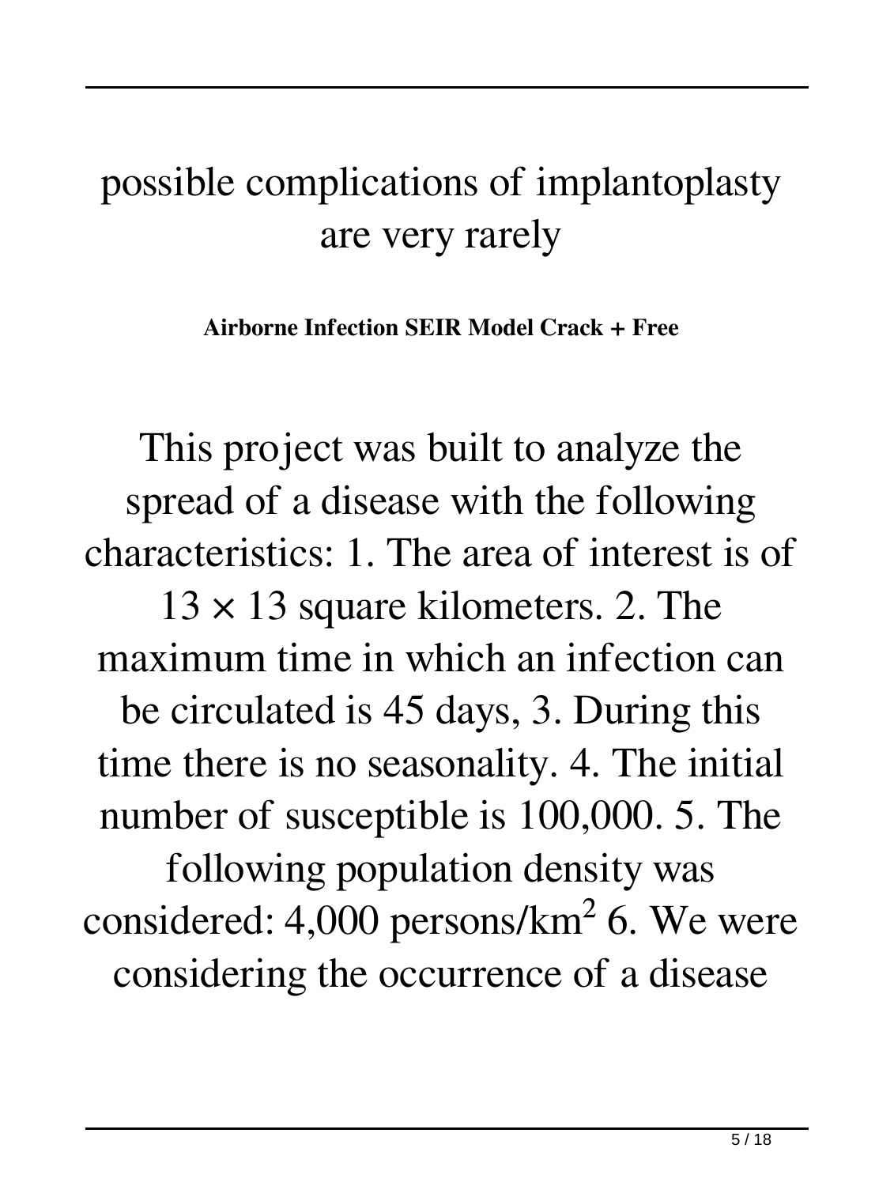# possible complications of implantoplasty are very rarely

**Airborne Infection SEIR Model Crack + Free**

This project was built to analyze the spread of a disease with the following characteristics: 1. The area of interest is of $13 \times 13$ square kilometers. 2. The maximum time in which an infection can be circulated is 45 days, 3. During this time there is no seasonality. 4. The initial number of susceptible is 100,000. 5. The following population density was considered: 4,000 persons/$km^2$ 6. We were considering the occurrence of a disease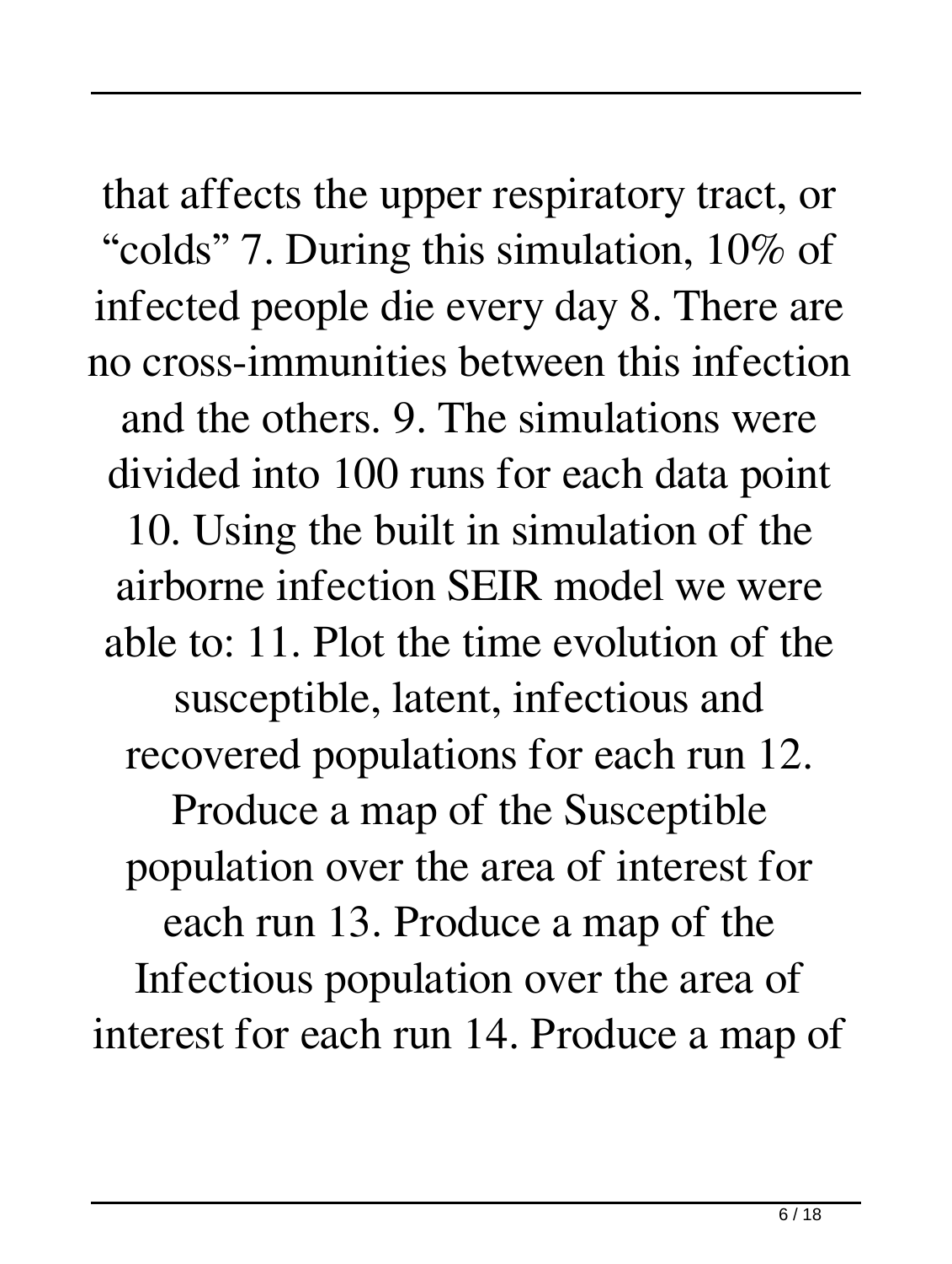that affects the upper respiratory tract, or "colds" 7. During this simulation, 10% of infected people die every day 8. There are no cross-immunities between this infection and the others. 9. The simulations were divided into 100 runs for each data point 10. Using the built in simulation of the airborne infection SEIR model we were able to: 11. Plot the time evolution of the susceptible, latent, infectious and recovered populations for each run 12. Produce a map of the Susceptible population over the area of interest for each run 13. Produce a map of the Infectious population over the area of interest for each run 14. Produce a map of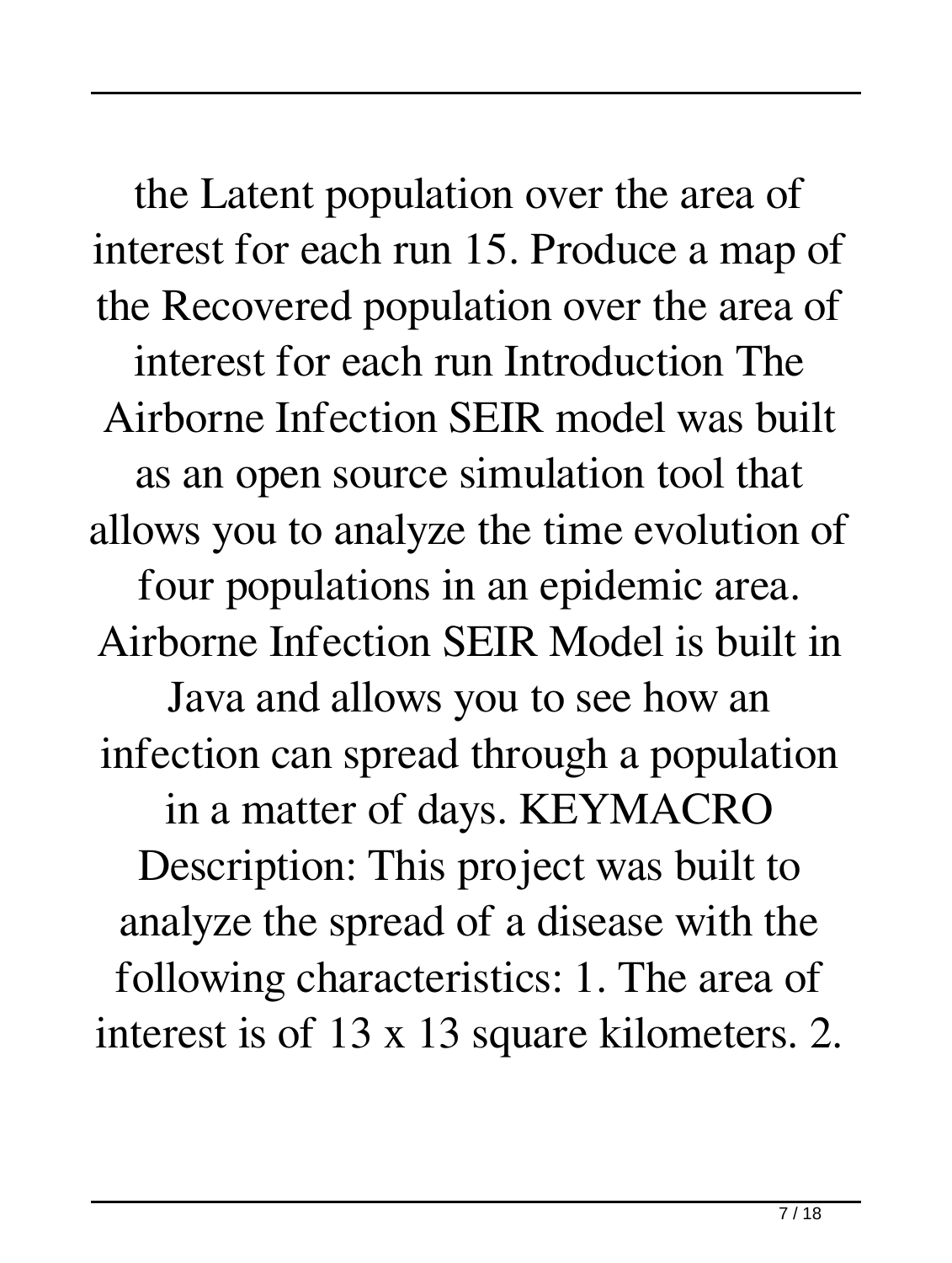the Latent population over the area of interest for each run 15. Produce a map of the Recovered population over the area of interest for each run Introduction The Airborne Infection SEIR model was built as an open source simulation tool that allows you to analyze the time evolution of four populations in an epidemic area. Airborne Infection SEIR Model is built in Java and allows you to see how an infection can spread through a population in a matter of days. KEYMACRO Description: This project was built to analyze the spread of a disease with the following characteristics: 1. The area of interest is of 13 x 13 square kilometers. 2.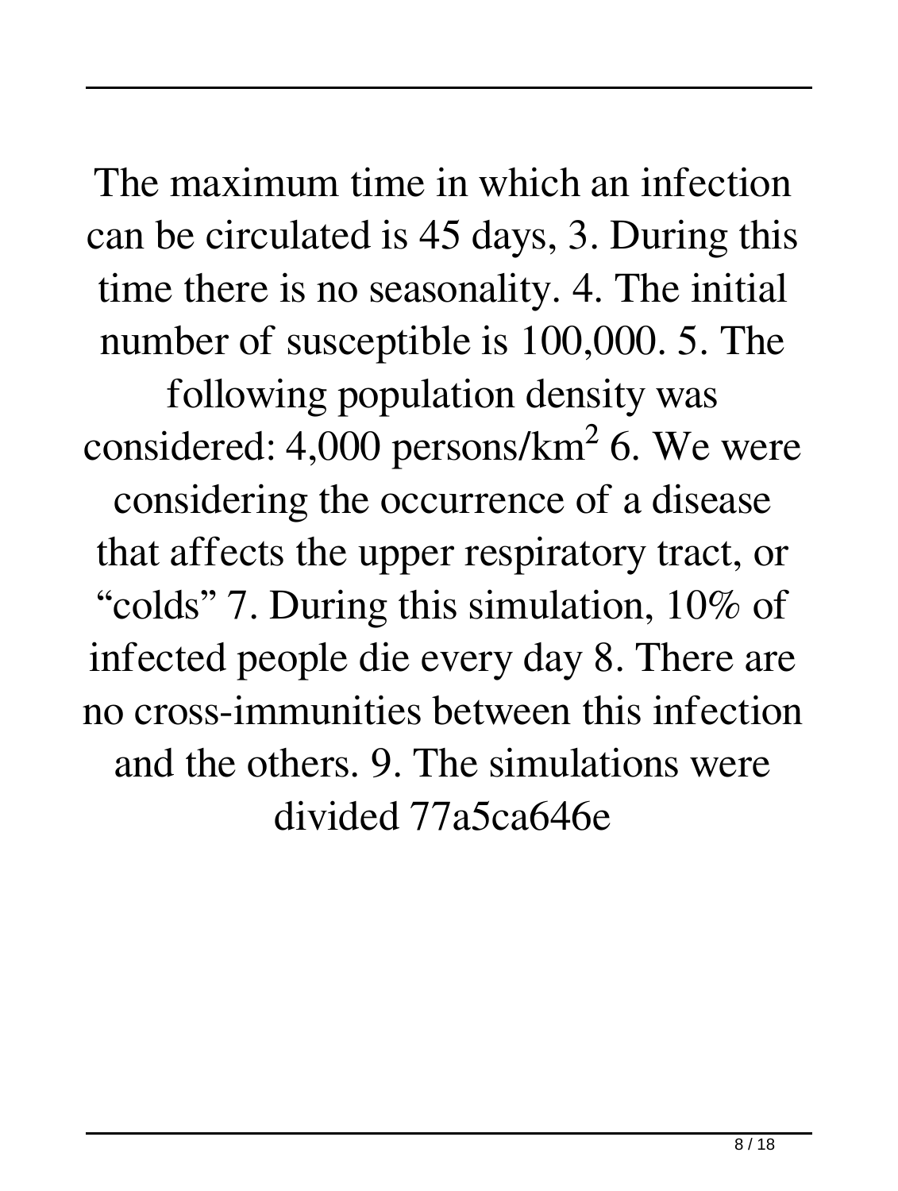The maximum time in which an infection can be circulated is 45 days, 3. During this time there is no seasonality. 4. The initial number of susceptible is 100,000. 5. The following population density was considered: 4,000 persons/km$^2$ 6. We were considering the occurrence of a disease that affects the upper respiratory tract, or "colds" 7. During this simulation, 10% of infected people die every day 8. There are no cross-immunities between this infection and the others. 9. The simulations were divided 77a5ca646e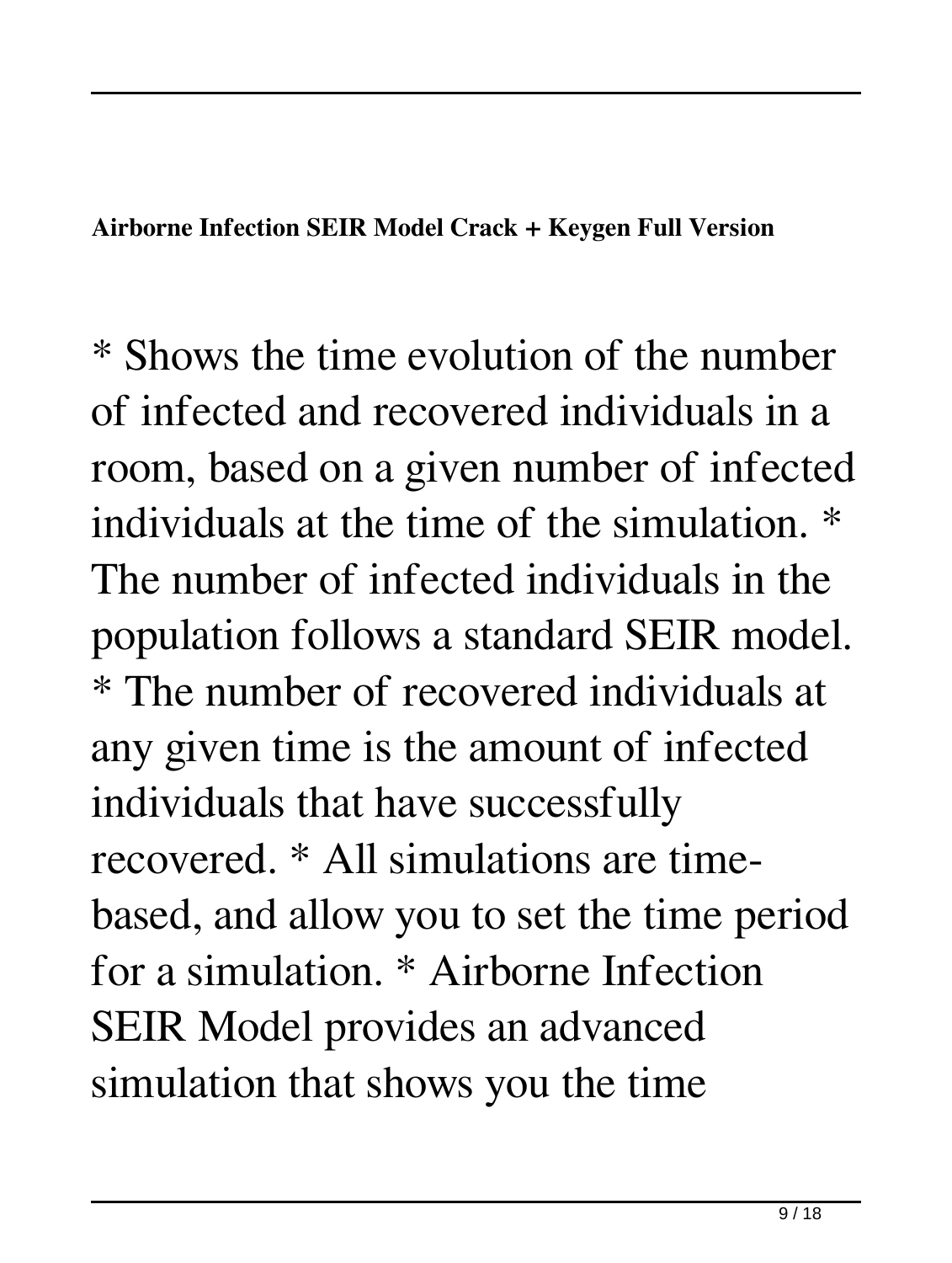**Airborne Infection SEIR Model Crack + Keygen Full Version**

* Shows the time evolution of the number of infected and recovered individuals in a room, based on a given number of infected individuals at the time of the simulation. * The number of infected individuals in the population follows a standard SEIR model. * The number of recovered individuals at any given time is the amount of infected individuals that have successfully recovered. * All simulations are time-based, and allow you to set the time period for a simulation. * Airborne Infection SEIR Model provides an advanced simulation that shows you the time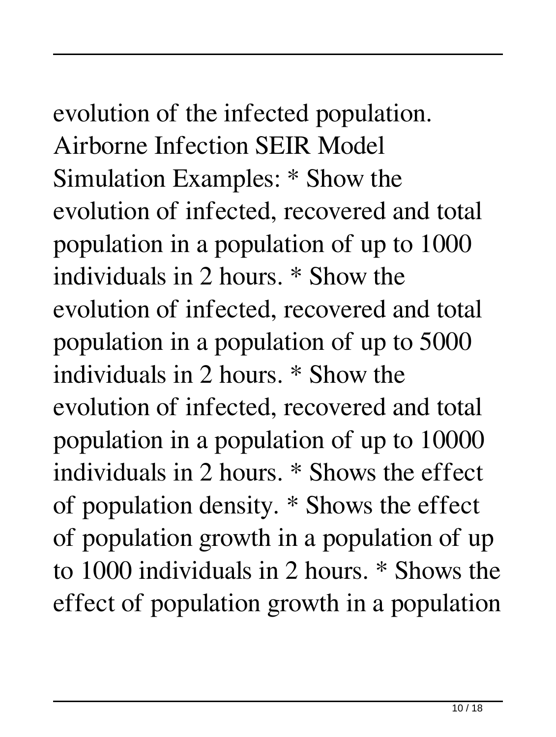evolution of the infected population. Airborne Infection SEIR Model Simulation Examples: * Show the evolution of infected, recovered and total population in a population of up to 1000 individuals in 2 hours. * Show the evolution of infected, recovered and total population in a population of up to 5000 individuals in 2 hours. * Show the evolution of infected, recovered and total population in a population of up to 10000 individuals in 2 hours. * Shows the effect of population density. * Shows the effect of population growth in a population of up to 1000 individuals in 2 hours. * Shows the effect of population growth in a population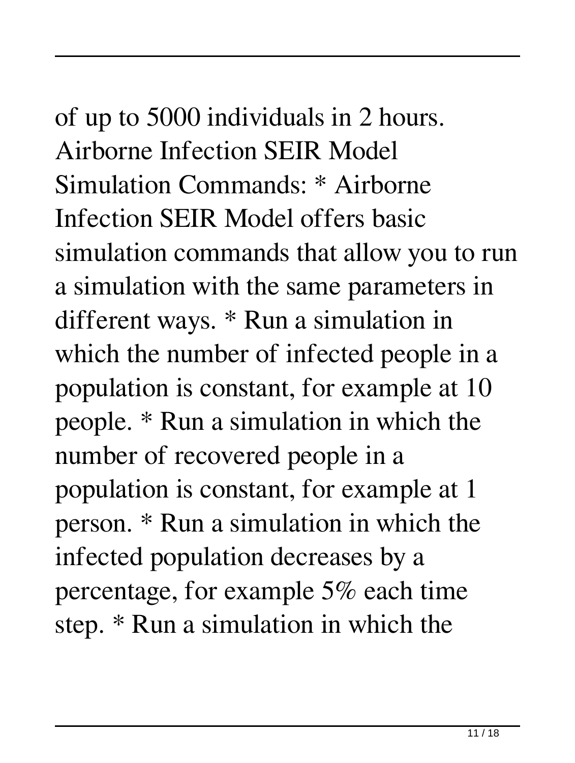of up to 5000 individuals in 2 hours. Airborne Infection SEIR Model Simulation Commands: * Airborne Infection SEIR Model offers basic simulation commands that allow you to run a simulation with the same parameters in different ways. * Run a simulation in which the number of infected people in a population is constant, for example at 10 people. * Run a simulation in which the number of recovered people in a population is constant, for example at 1 person. * Run a simulation in which the infected population decreases by a percentage, for example 5% each time step. * Run a simulation in which the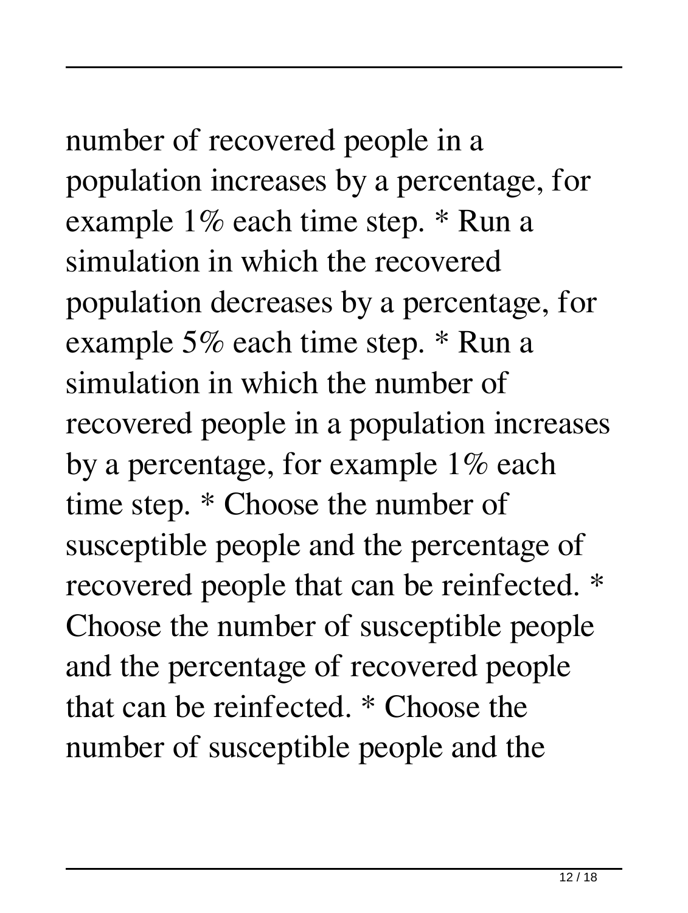number of recovered people in a population increases by a percentage, for example 1% each time step. * Run a simulation in which the recovered population decreases by a percentage, for example 5% each time step. * Run a simulation in which the number of recovered people in a population increases by a percentage, for example 1% each time step. * Choose the number of susceptible people and the percentage of recovered people that can be reinfected. * Choose the number of susceptible people and the percentage of recovered people that can be reinfected. * Choose the number of susceptible people and the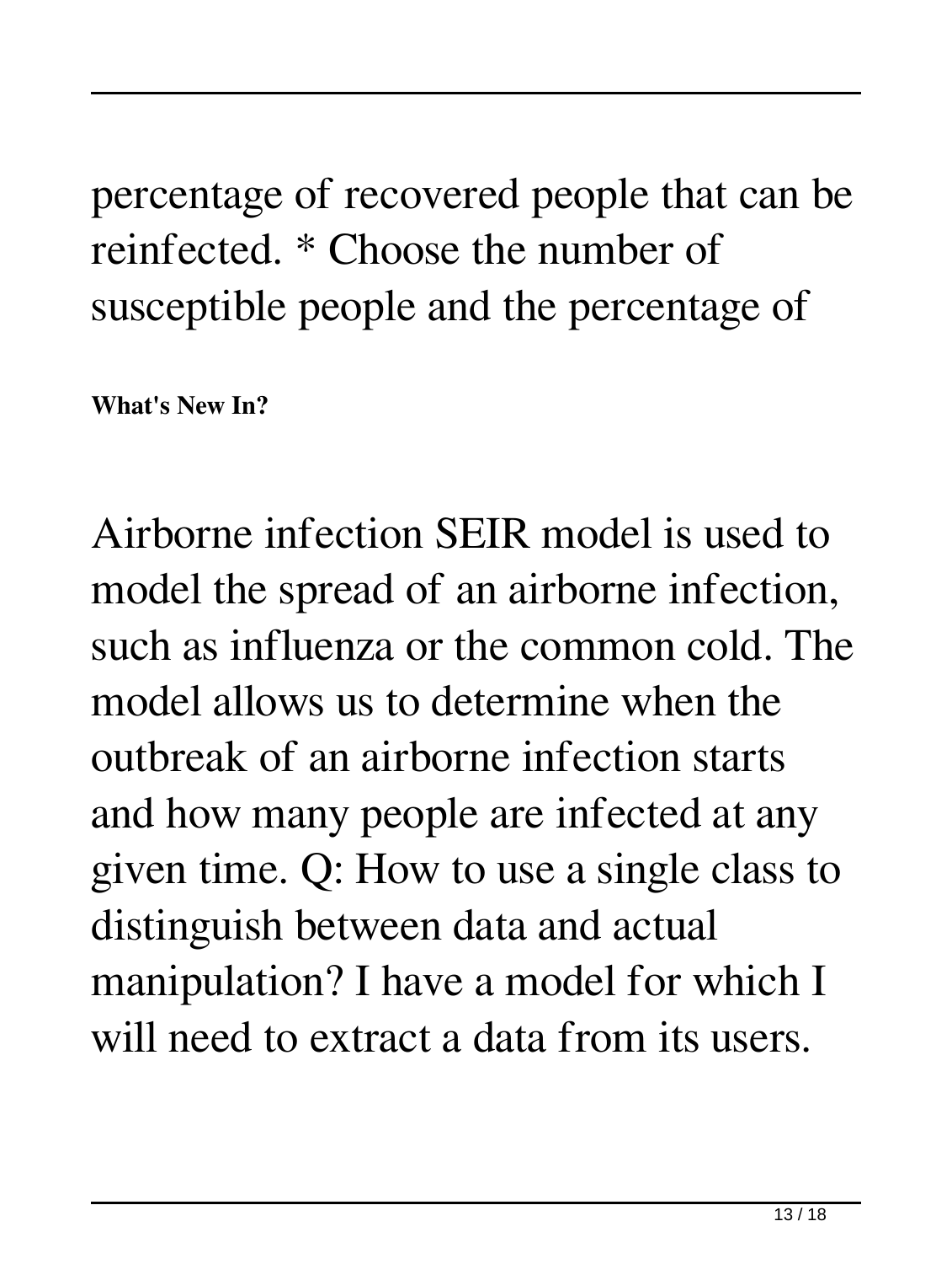percentage of recovered people that can be reinfected. * Choose the number of susceptible people and the percentage of

**What's New In?**

Airborne infection SEIR model is used to model the spread of an airborne infection, such as influenza or the common cold. The model allows us to determine when the outbreak of an airborne infection starts and how many people are infected at any given time. Q: How to use a single class to distinguish between data and actual manipulation? I have a model for which I will need to extract a data from its users.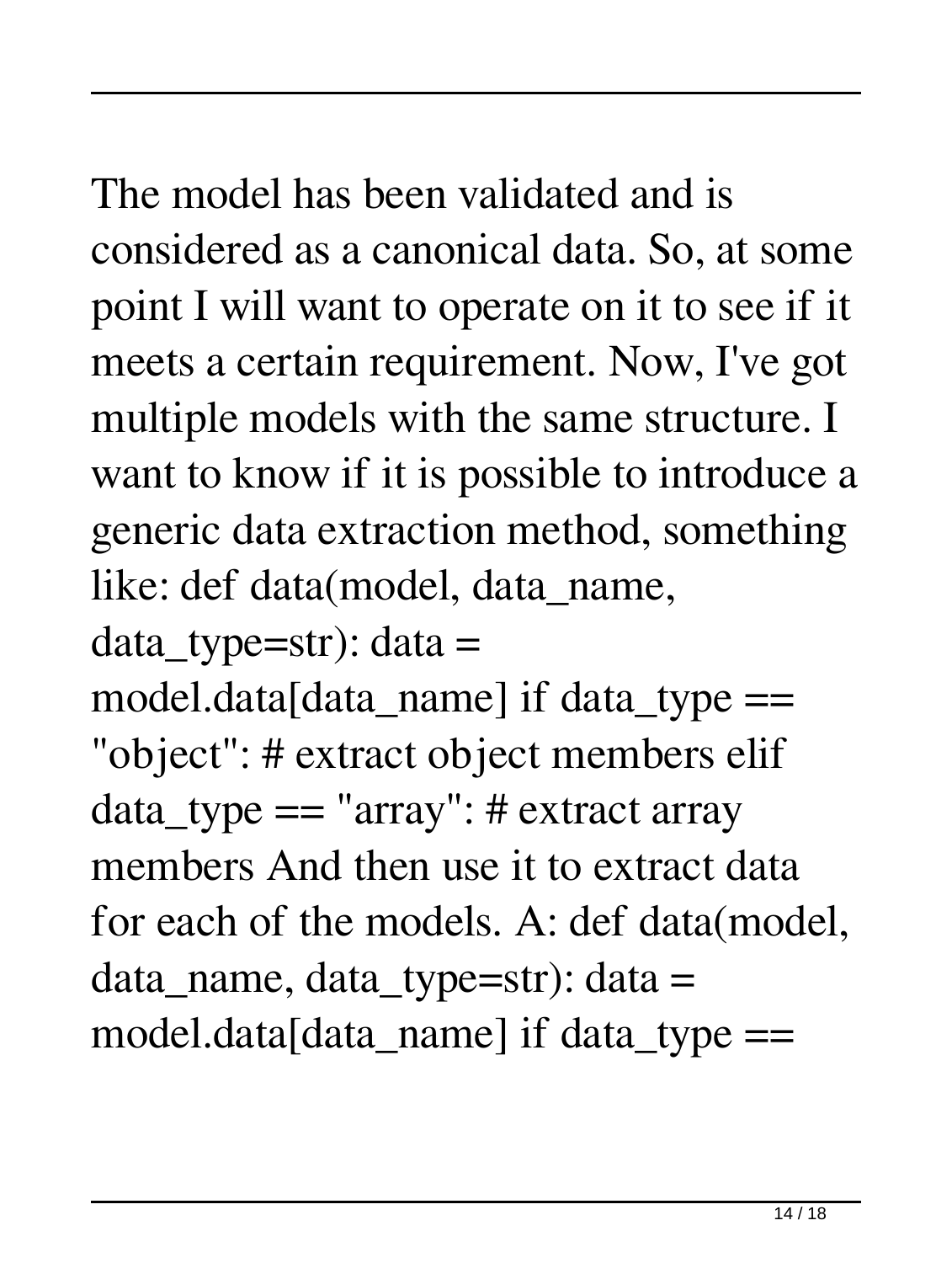The model has been validated and is considered as a canonical data. So, at some point I will want to operate on it to see if it meets a certain requirement. Now, I've got multiple models with the same structure. I want to know if it is possible to introduce a generic data extraction method, something like: def data(model, data_name, data_type=str): data = model.data[data_name] if data_type == "object": # extract object members elif data_type == "array": # extract array members And then use it to extract data for each of the models. A: def data(model, data_name, data_type=str): data = model.data[data_name] if data_type ==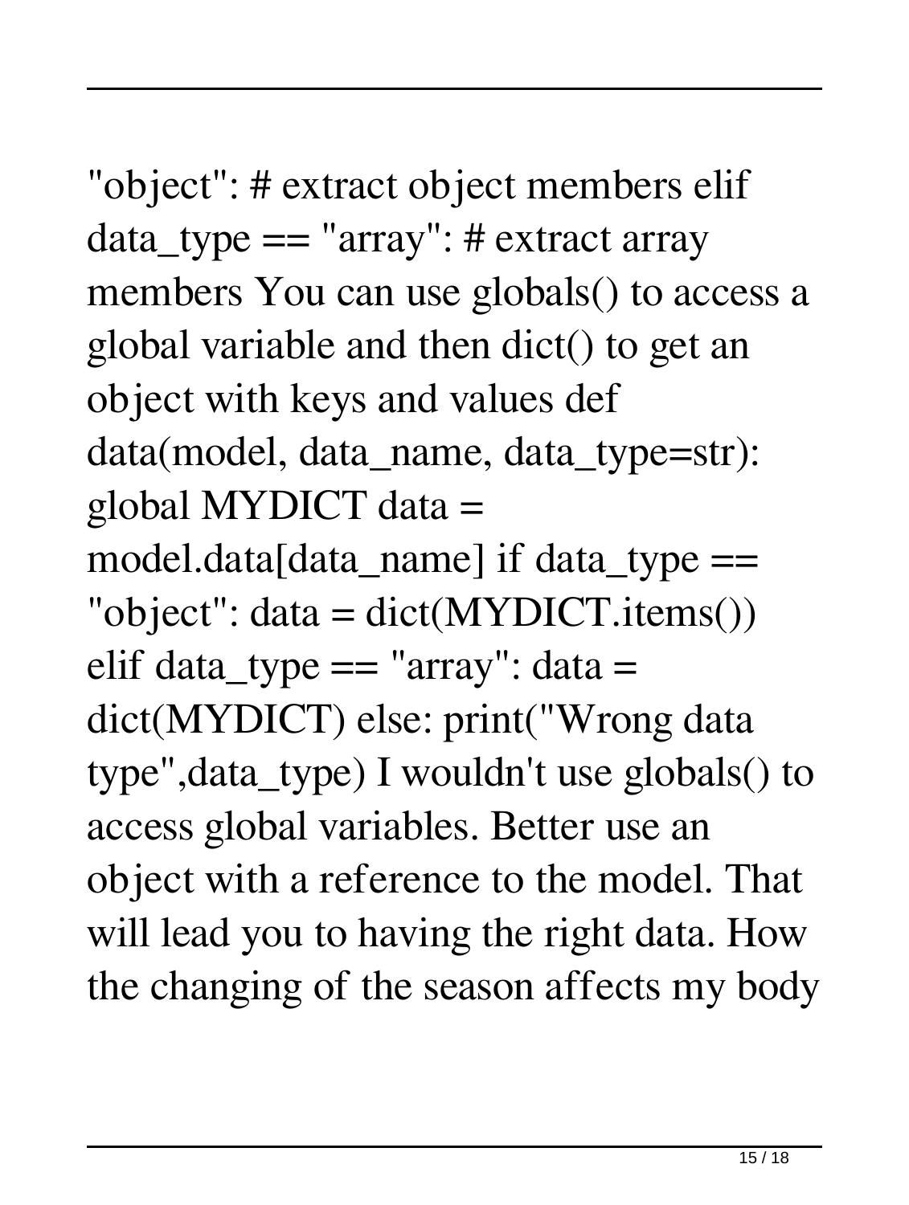"object": # extract object members elif data_type == "array": # extract array members You can use globals() to access a global variable and then dict() to get an object with keys and values def data(model, data_name, data_type=str): global MYDICT data = model.data[data_name] if data_type == "object": data = dict(MYDICT.items()) elif data_type == "array": data = dict(MYDICT) else: print("Wrong data type",data_type) I wouldn't use globals() to access global variables. Better use an object with a reference to the model. That will lead you to having the right data. How the changing of the season affects my body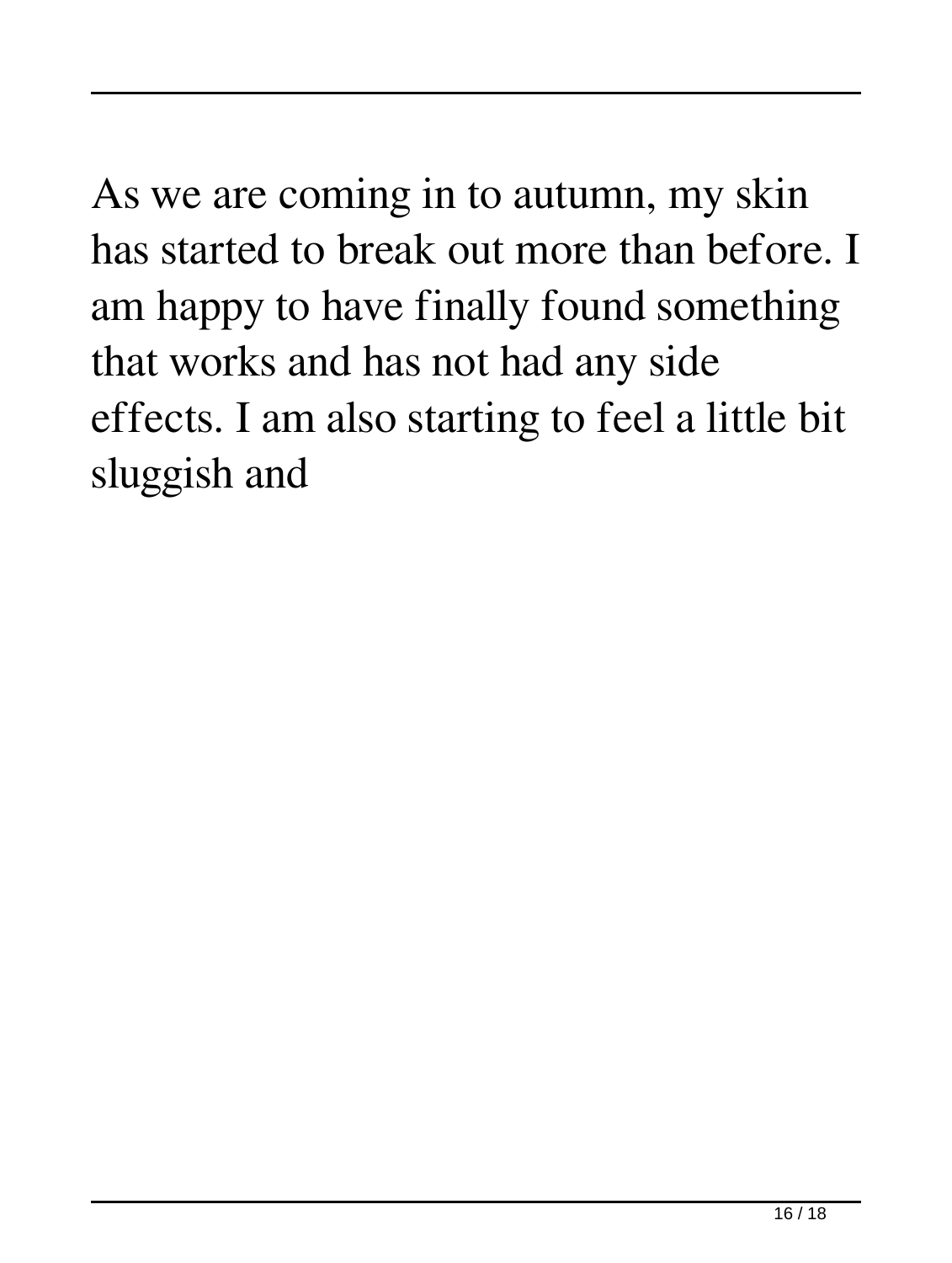As we are coming in to autumn, my skin has started to break out more than before. I am happy to have finally found something that works and has not had any side effects. I am also starting to feel a little bit sluggish and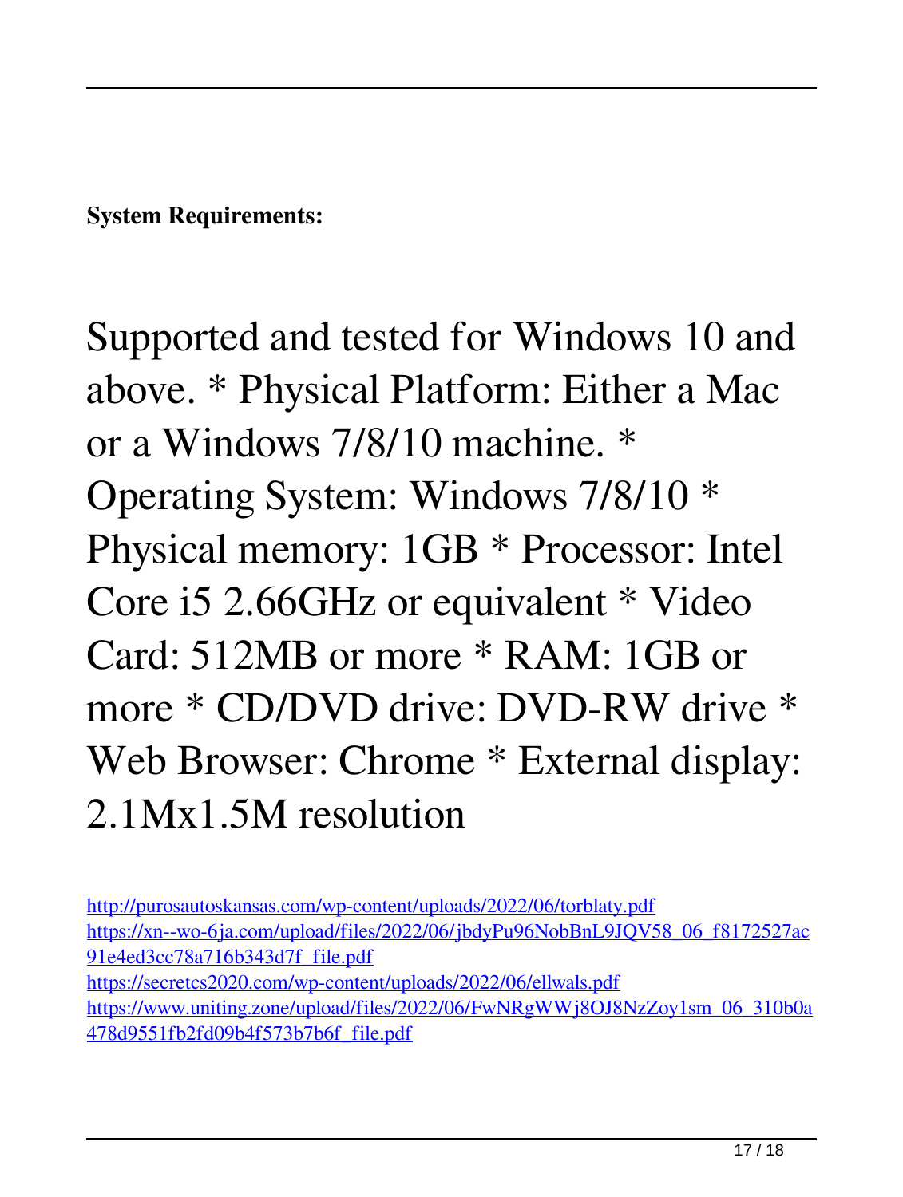**System Requirements:**

Supported and tested for Windows 10 and above. * Physical Platform: Either a Mac or a Windows 7/8/10 machine. * Operating System: Windows 7/8/10 * Physical memory: 1GB * Processor: Intel Core i5 2.66GHz or equivalent * Video Card: 512MB or more * RAM: 1GB or more * CD/DVD drive: DVD-RW drive * Web Browser: Chrome * External display: 2.1Mx1.5M resolution

http://purosautoskansas.com/wp-content/uploads/2022/06/torblaty.pdf
https://xn--wo-6ja.com/upload/files/2022/06/jbdyPu96NobBnL9JQV58_06_f8172527ac91e4ed3cc78a716b343d7f_file.pdf
https://secretcs2020.com/wp-content/uploads/2022/06/ellwals.pdf
https://www.uniting.zone/upload/files/2022/06/FwNRgWWj8OJ8NzZoy1sm_06_310b0a478d9551fb2fd09b4f573b7b6f_file.pdf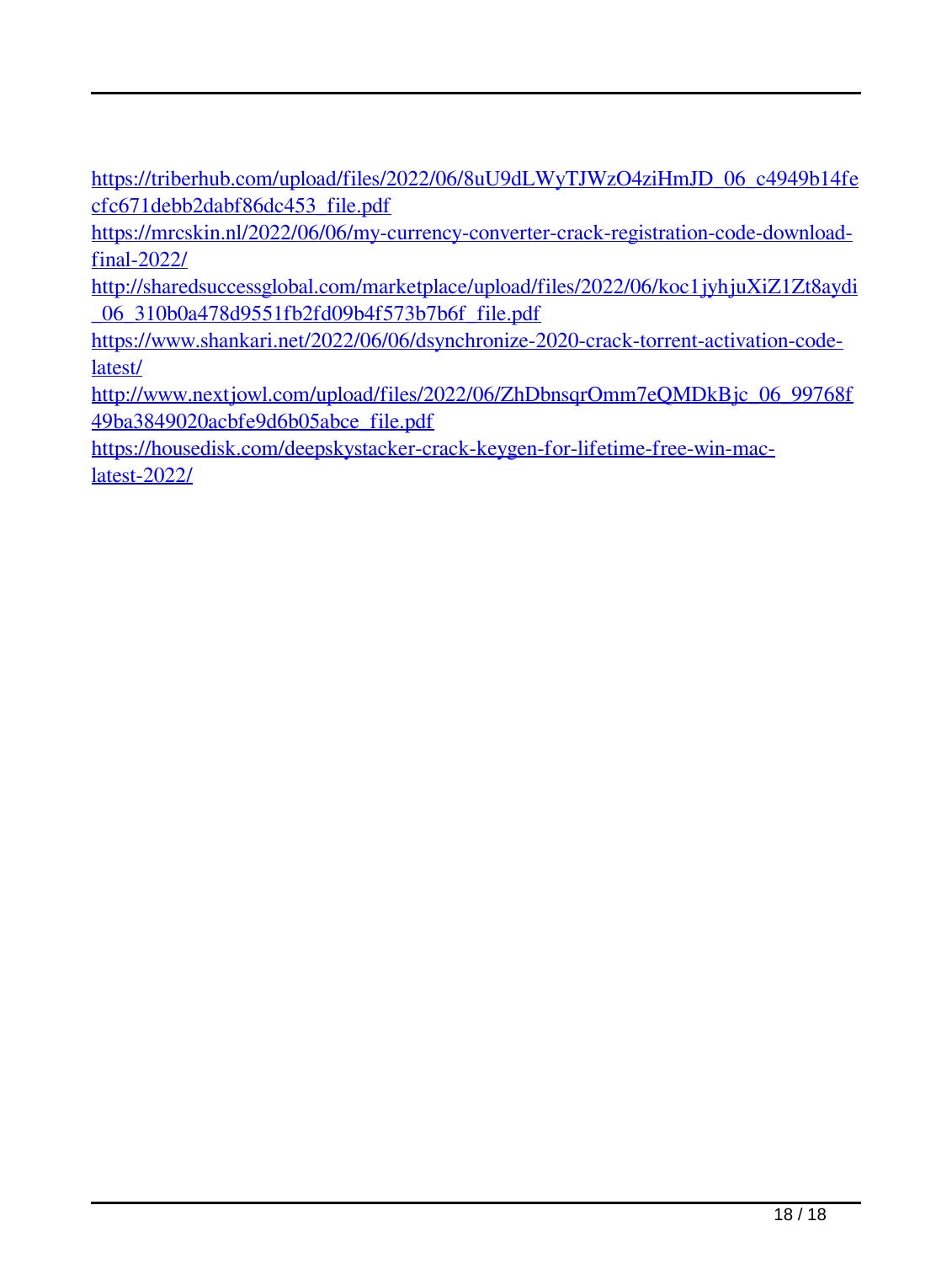https://triberhub.com/upload/files/2022/06/8uU9dLWyTJWzO4ziHmJD_06_c4949b14fecfc671debb2dabf86dc453_file.pdf
https://mrcskin.nl/2022/06/06/my-currency-converter-crack-registration-code-download-final-2022/
http://sharedsuccessglobal.com/marketplace/upload/files/2022/06/koc1jyhjuXiZ1Zt8aydi_06_310b0a478d9551fb2fd09b4f573b7b6f_file.pdf
https://www.shankari.net/2022/06/06/dsynchronize-2020-crack-torrent-activation-code-latest/
http://www.nextjowl.com/upload/files/2022/06/ZhDbnsqrOmm7eQMDkBjc_06_99768f49ba3849020acbfe9d6b05abce_file.pdf
https://housedisk.com/deepskystacker-crack-keygen-for-lifetime-free-win-mac-latest-2022/